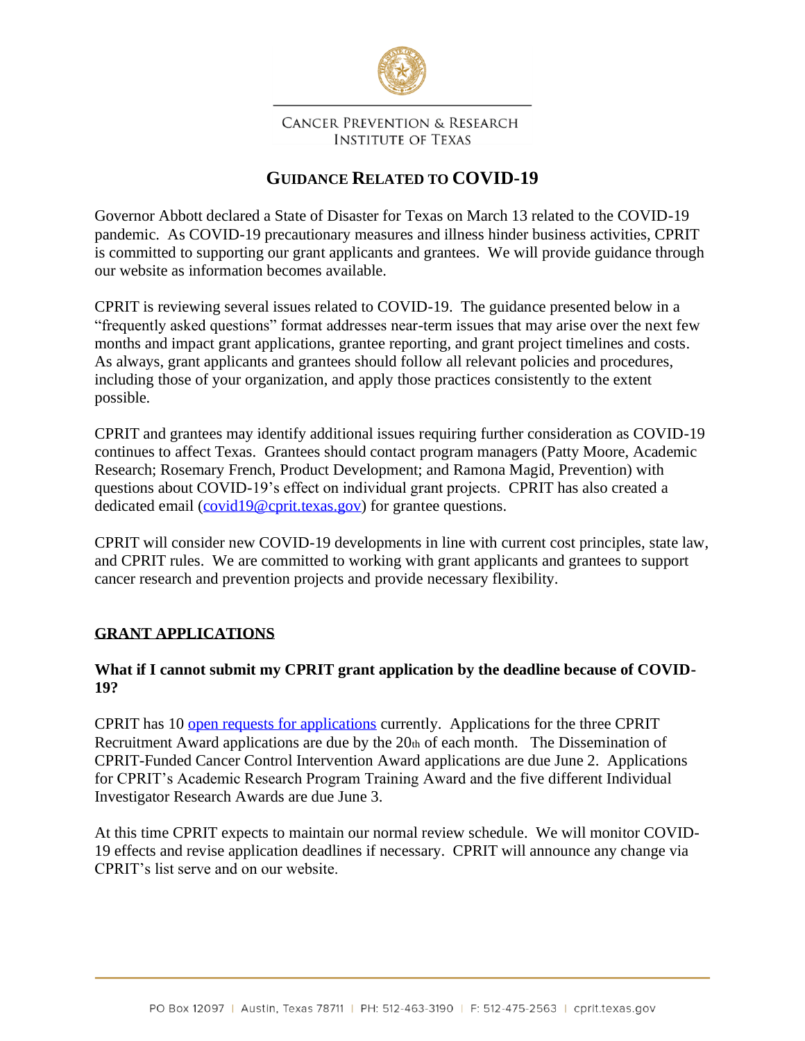CANCER PREVENTION & RESEARCH INSTITUTE OF TEXAS

# GUIDANCE RELATED TO COVID-19

Governor Abbott declared a State of Disaster for Texas on March 13 related to the COVID-19 pandemic. As COVID-19 precautionary measures and illness hinder business activities, CPRIT is committed to supporting our grant applicants and grantees. We will provide guidance through our website as information becomes available.

CPRIT is reviewing several issues related to COVID-19. The guidance presented below in a "frequently asked questions" format addresses near-term issues that may arise over the next few months and impact grant applications, grantee reporting, and grant project timelines and costs. As always, grant applicants and grantees should follow all relevant policies and procedures, including those of your organization, and apply those practices consistently to the extent possible.

CPRIT and grantees may identify additional issues requiring further consideration as COVID-19 continues to affect Texas. Grantees should contact program managers (Patty Moore, Academic Research; Rosemary French, Product Development; and Ramona Magid, Prevention) with questions about COVID-19's effect on individual grant projects. CPRIT has also created a dedicated email (covid19@cprit.texas.gov) for grantee questions.

CPRIT will consider new COVID-19 developments in line with current cost principles, state law, and CPRIT rules. We are committed to working with grant applicants and grantees to support cancer research and prevention projects and provide necessary flexibility.

## GRANT APPLICATIONS

### What if I cannot submit my CPRIT grant application by the deadline because of COVID-19?

CPRIT has 10 open requests for applications currently. Applications for the three CPRIT Recruitment Award applications are due by the 20th of each month. The Dissemination of CPRIT-Funded Cancer Control Intervention Award applications are due June 2. Applications for CPRIT's Academic Research Program Training Award and the five different Individual Investigator Research Awards are due June 3.

At this time CPRIT expects to maintain our normal review schedule. We will monitor COVID-19 effects and revise application deadlines if necessary. CPRIT will announce any change via CPRIT's list serve and on our website.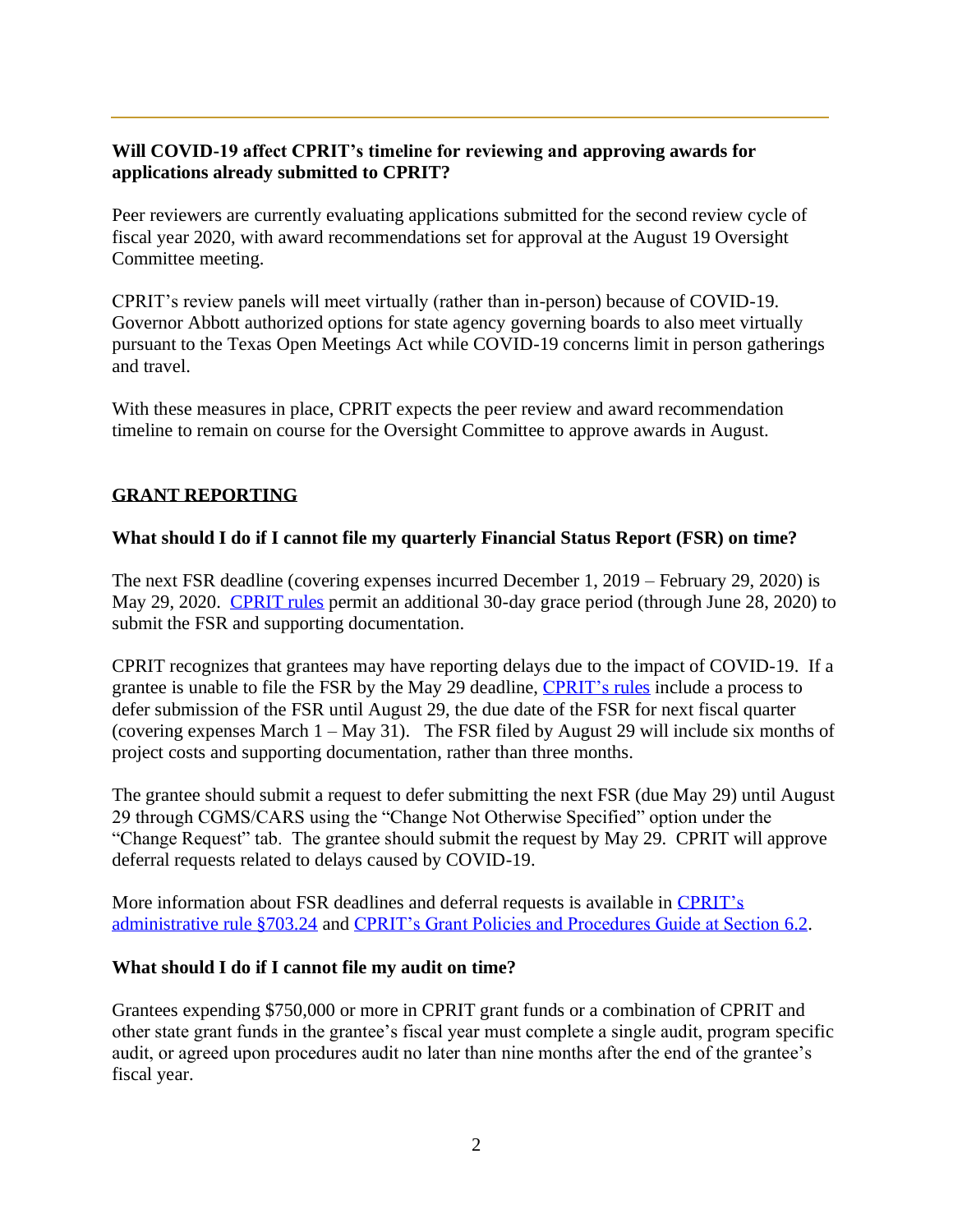**Will COVID-19 affect CPRIT's timeline for reviewing and approving awards for applications already submitted to CPRIT?**

Peer reviewers are currently evaluating applications submitted for the second review cycle of fiscal year 2020, with award recommendations set for approval at the August 19 Oversight Committee meeting.

CPRIT's review panels will meet virtually (rather than in-person) because of COVID-19. Governor Abbott authorized options for state agency governing boards to also meet virtually pursuant to the Texas Open Meetings Act while COVID-19 concerns limit in person gatherings and travel.

With these measures in place, CPRIT expects the peer review and award recommendation timeline to remain on course for the Oversight Committee to approve awards in August.

## GRANT REPORTING

**What should I do if I cannot file my quarterly Financial Status Report (FSR) on time?**

The next FSR deadline (covering expenses incurred December 1, 2019 – February 29, 2020) is May 29, 2020. [CPRIT rules](#) permit an additional 30-day grace period (through June 28, 2020) to submit the FSR and supporting documentation.

CPRIT recognizes that grantees may have reporting delays due to the impact of COVID-19. If a grantee is unable to file the FSR by the May 29 deadline, [CPRIT's rules](#) include a process to defer submission of the FSR until August 29, the due date of the FSR for next fiscal quarter (covering expenses March 1 – May 31). The FSR filed by August 29 will include six months of project costs and supporting documentation, rather than three months.

The grantee should submit a request to defer submitting the next FSR (due May 29) until August 29 through CGMS/CARS using the "Change Not Otherwise Specified" option under the "Change Request" tab. The grantee should submit the request by May 29. CPRIT will approve deferral requests related to delays caused by COVID-19.

More information about FSR deadlines and deferral requests is available in [CPRIT's administrative rule §703.24](#) and [CPRIT's Grant Policies and Procedures Guide at Section 6.2](#).

**What should I do if I cannot file my audit on time?**

Grantees expending $750,000 or more in CPRIT grant funds or a combination of CPRIT and other state grant funds in the grantee's fiscal year must complete a single audit, program specific audit, or agreed upon procedures audit no later than nine months after the end of the grantee's fiscal year.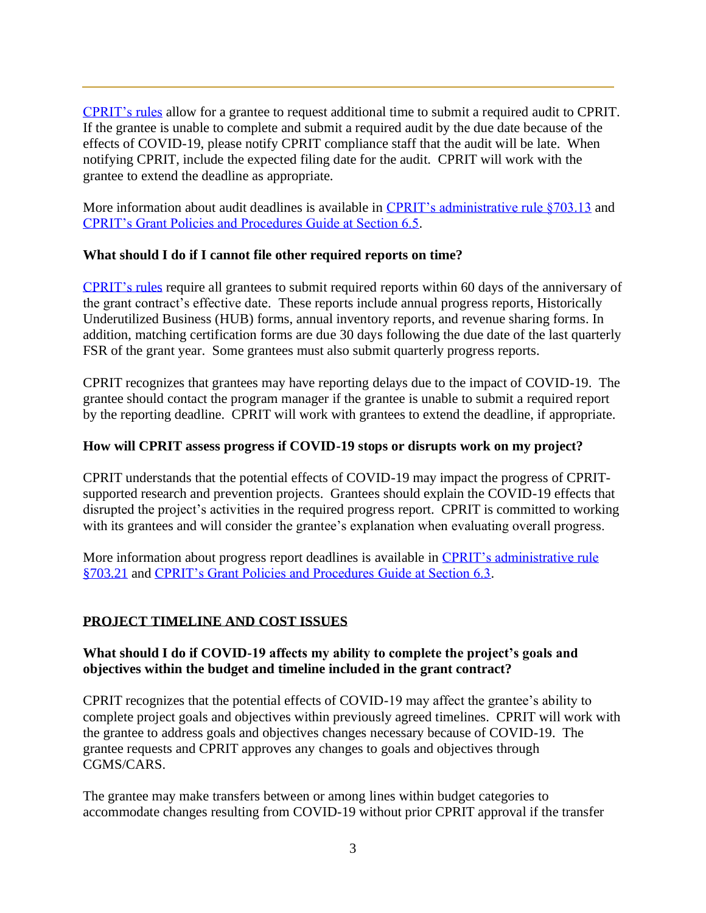[CPRIT's rules](#) allow for a grantee to request additional time to submit a required audit to CPRIT. If the grantee is unable to complete and submit a required audit by the due date because of the effects of COVID-19, please notify CPRIT compliance staff that the audit will be late. When notifying CPRIT, include the expected filing date for the audit. CPRIT will work with the grantee to extend the deadline as appropriate.

More information about audit deadlines is available in [CPRIT's administrative rule §703.13](#) and [CPRIT's Grant Policies and Procedures Guide at Section 6.5](#).

**What should I do if I cannot file other required reports on time?**

[CPRIT's rules](#) require all grantees to submit required reports within 60 days of the anniversary of the grant contract's effective date. These reports include annual progress reports, Historically Underutilized Business (HUB) forms, annual inventory reports, and revenue sharing forms. In addition, matching certification forms are due 30 days following the due date of the last quarterly FSR of the grant year. Some grantees must also submit quarterly progress reports.

CPRIT recognizes that grantees may have reporting delays due to the impact of COVID-19. The grantee should contact the program manager if the grantee is unable to submit a required report by the reporting deadline. CPRIT will work with grantees to extend the deadline, if appropriate.

**How will CPRIT assess progress if COVID-19 stops or disrupts work on my project?**

CPRIT understands that the potential effects of COVID-19 may impact the progress of CPRIT-supported research and prevention projects. Grantees should explain the COVID-19 effects that disrupted the project's activities in the required progress report. CPRIT is committed to working with its grantees and will consider the grantee's explanation when evaluating overall progress.

More information about progress report deadlines is available in [CPRIT's administrative rule §703.21](#) and [CPRIT's Grant Policies and Procedures Guide at Section 6.3](#).

## PROJECT TIMELINE AND COST ISSUES

**What should I do if COVID-19 affects my ability to complete the project's goals and objectives within the budget and timeline included in the grant contract?**

CPRIT recognizes that the potential effects of COVID-19 may affect the grantee's ability to complete project goals and objectives within previously agreed timelines. CPRIT will work with the grantee to address goals and objectives changes necessary because of COVID-19. The grantee requests and CPRIT approves any changes to goals and objectives through CGMS/CARS.

The grantee may make transfers between or among lines within budget categories to accommodate changes resulting from COVID-19 without prior CPRIT approval if the transfer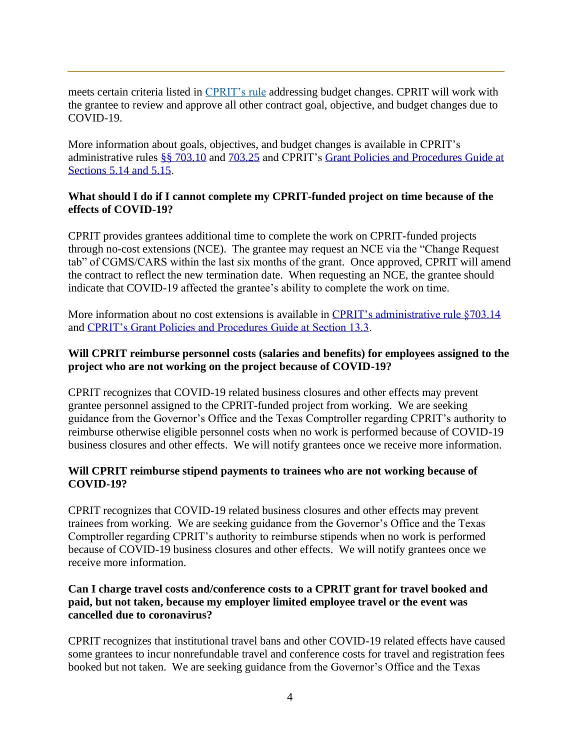meets certain criteria listed in [CPRIT's rule] addressing budget changes. CPRIT will work with the grantee to review and approve all other contract goal, objective, and budget changes due to COVID-19.

More information about goals, objectives, and budget changes is available in CPRIT's administrative rules §§ 703.10 and 703.25 and CPRIT's Grant Policies and Procedures Guide at Sections 5.14 and 5.15.

**What should I do if I cannot complete my CPRIT-funded project on time because of the effects of COVID-19?**

CPRIT provides grantees additional time to complete the work on CPRIT-funded projects through no-cost extensions (NCE). The grantee may request an NCE via the "Change Request tab" of CGMS/CARS within the last six months of the grant. Once approved, CPRIT will amend the contract to reflect the new termination date. When requesting an NCE, the grantee should indicate that COVID-19 affected the grantee's ability to complete the work on time.

More information about no cost extensions is available in CPRIT's administrative rule §703.14 and CPRIT's Grant Policies and Procedures Guide at Section 13.3.

**Will CPRIT reimburse personnel costs (salaries and benefits) for employees assigned to the project who are not working on the project because of COVID-19?**

CPRIT recognizes that COVID-19 related business closures and other effects may prevent grantee personnel assigned to the CPRIT-funded project from working. We are seeking guidance from the Governor's Office and the Texas Comptroller regarding CPRIT's authority to reimburse otherwise eligible personnel costs when no work is performed because of COVID-19 business closures and other effects. We will notify grantees once we receive more information.

**Will CPRIT reimburse stipend payments to trainees who are not working because of COVID-19?**

CPRIT recognizes that COVID-19 related business closures and other effects may prevent trainees from working. We are seeking guidance from the Governor's Office and the Texas Comptroller regarding CPRIT's authority to reimburse stipends when no work is performed because of COVID-19 business closures and other effects. We will notify grantees once we receive more information.

**Can I charge travel costs and/conference costs to a CPRIT grant for travel booked and paid, but not taken, because my employer limited employee travel or the event was cancelled due to coronavirus?**

CPRIT recognizes that institutional travel bans and other COVID-19 related effects have caused some grantees to incur nonrefundable travel and conference costs for travel and registration fees booked but not taken. We are seeking guidance from the Governor's Office and the Texas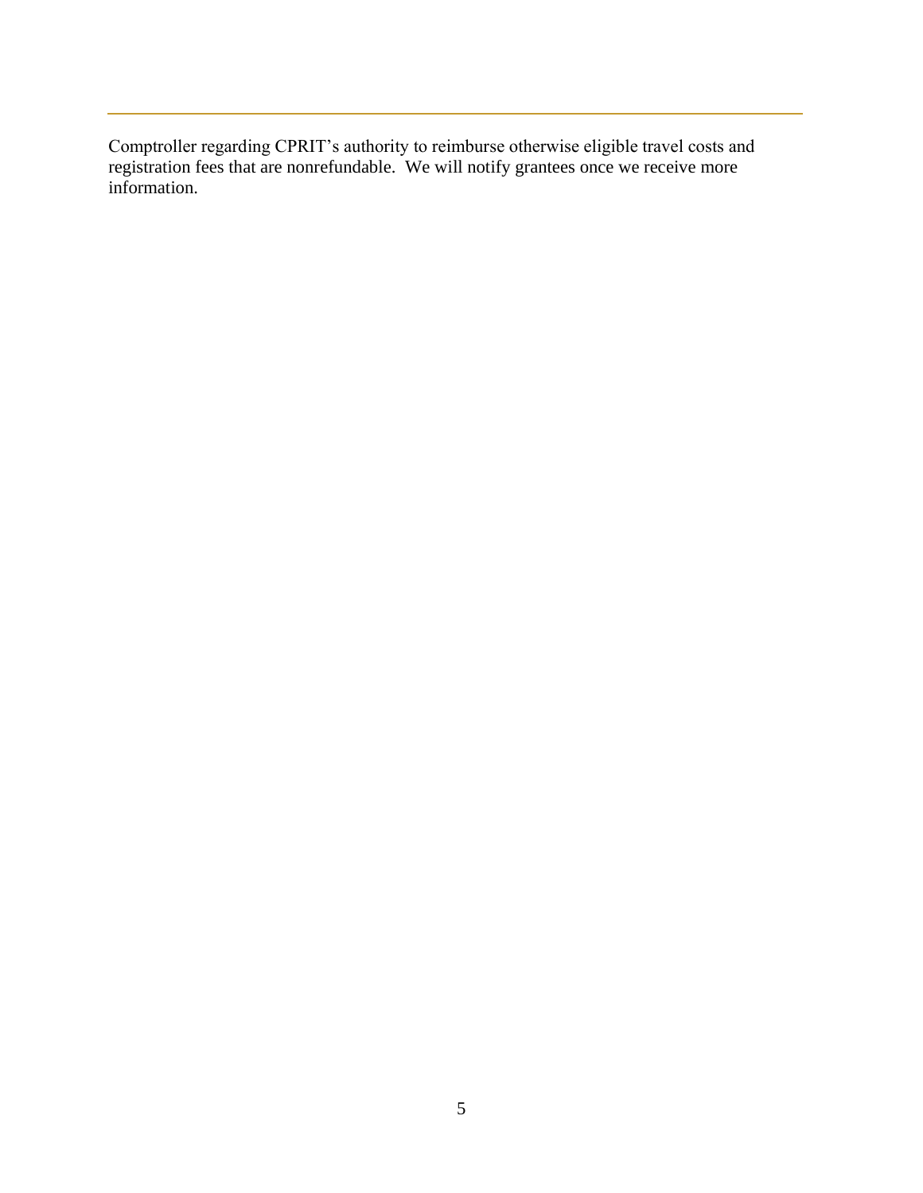Comptroller regarding CPRIT's authority to reimburse otherwise eligible travel costs and registration fees that are nonrefundable. We will notify grantees once we receive more information.